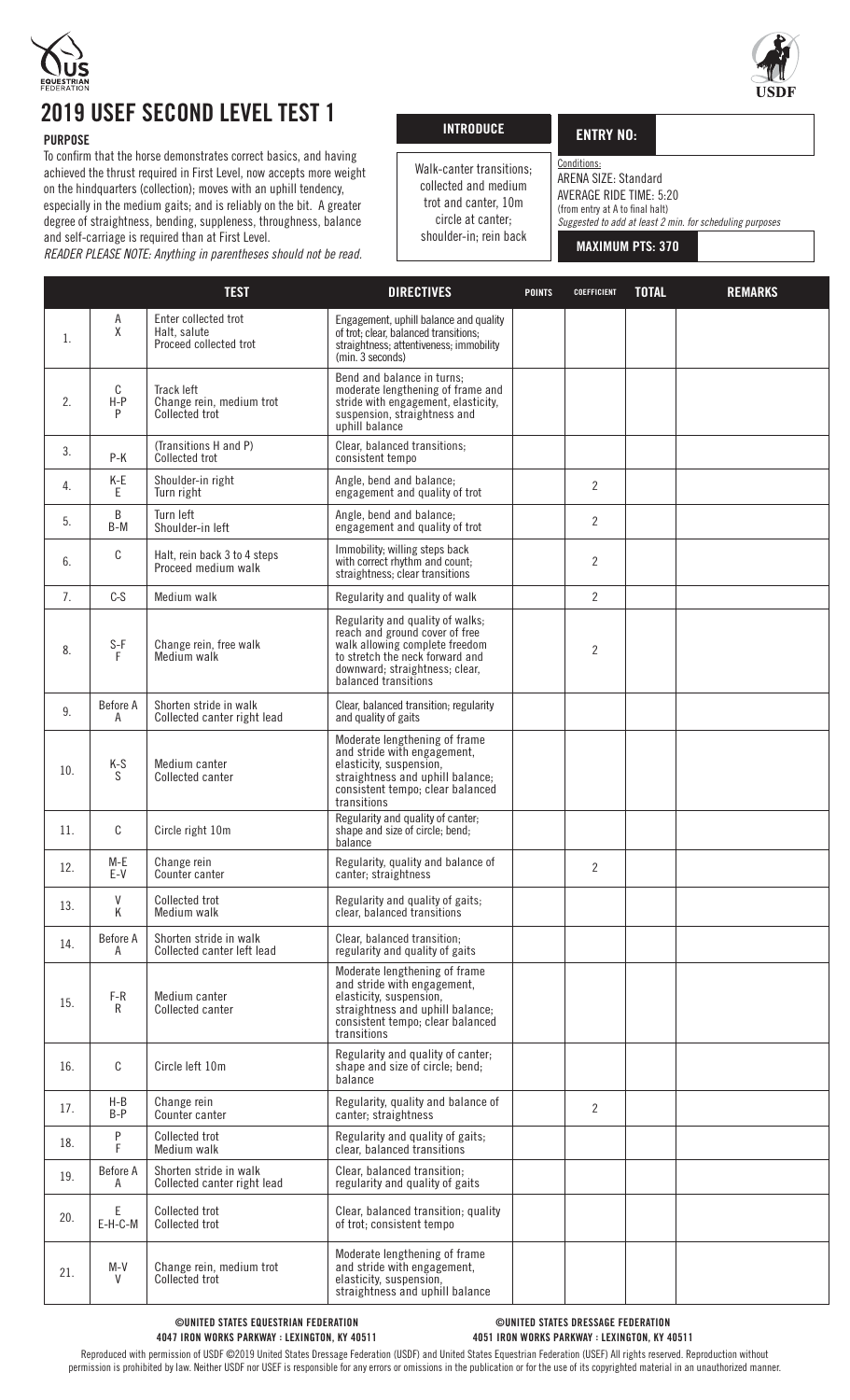# 2019 USEF SECOND LEVEL TEST 1

**PURPOSE**

To confirm that the horse demonstrates correct basics, and having achieved the thrust required in First Level, now accepts more weight on the hindquarters (collection); moves with an uphill tendency, especially in the medium gaits; and is reliably on the bit. A greater degree of straightness, bending, suppleness, throughness, balance and self-carriage is required than at First Level.

*READER PLEASE NOTE: Anything in parentheses should not be read.*

**INTRODUCE**

Walk-canter transitions; collected and medium trot and canter, 10m circle at canter; shoulder-in; rein back

**ENTRY NO:**

Conditions:
ARENA SIZE: Standard
AVERAGE RIDE TIME: 5:20
(from entry at A to final halt)
*Suggested to add at least 2 min. for scheduling purposes*

**MAXIMUM PTS: 370**

| | | TEST | DIRECTIVES | POINTS | COEFFICIENT | TOTAL | REMARKS |
|---|---|---|---|---|---|---|---|
| 1. | A<br>X | Enter collected trot<br>Halt, salute<br>Proceed collected trot | Engagement, uphill balance and quality of trot; clear, balanced transitions; straightness; attentiveness; immobility (min. 3 seconds) | | | | |
| 2. | C<br>H-P<br>P | Track left<br>Change rein, medium trot<br>Collected trot | Bend and balance in turns; moderate lengthening of frame and stride with engagement, elasticity, suspension, straightness and uphill balance | | | | |
| 3. | <br>P-K | (Transitions H and P)<br>Collected trot | Clear, balanced transitions; consistent tempo | | | | |
| 4. | K-E<br>E | Shoulder-in right<br>Turn right | Angle, bend and balance; engagement and quality of trot | | 2 | | |
| 5. | B<br>B-M | Turn left<br>Shoulder-in left | Angle, bend and balance; engagement and quality of trot | | 2 | | |
| 6. | C | Halt, rein back 3 to 4 steps<br>Proceed medium walk | Immobility; willing steps back with correct rhythm and count; straightness; clear transitions | | 2 | | |
| 7. | C-S | Medium walk | Regularity and quality of walk | | 2 | | |
| 8. | S-F<br>F | Change rein, free walk<br>Medium walk | Regularity and quality of walks; reach and ground cover of free walk allowing complete freedom to stretch the neck forward and downward; straightness; clear, balanced transitions | | 2 | | |
| 9. | Before A<br>A | Shorten stride in walk<br>Collected canter right lead | Clear, balanced transition; regularity and quality of gaits | | | | |
| 10. | K-S<br>S | Medium canter<br>Collected canter | Moderate lengthening of frame and stride with engagement, elasticity, suspension, straightness and uphill balance; consistent tempo; clear balanced transitions | | | | |
| 11. | C | Circle right 10m | Regularity and quality of canter; shape and size of circle; bend; balance | | | | |
| 12. | M-E<br>E-V | Change rein<br>Counter canter | Regularity, quality and balance of canter; straightness | | 2 | | |
| 13. | V<br>K | Collected trot<br>Medium walk | Regularity and quality of gaits; clear, balanced transitions | | | | |
| 14. | Before A<br>A | Shorten stride in walk<br>Collected canter left lead | Clear, balanced transition; regularity and quality of gaits | | | | |
| 15. | F-R<br>R | Medium canter<br>Collected canter | Moderate lengthening of frame and stride with engagement, elasticity, suspension, straightness and uphill balance; consistent tempo; clear balanced transitions | | | | |
| 16. | C | Circle left 10m | Regularity and quality of canter; shape and size of circle; bend; balance | | | | |
| 17. | H-B<br>B-P | Change rein<br>Counter canter | Regularity, quality and balance of canter; straightness | | 2 | | |
| 18. | P<br>F | Collected trot<br>Medium walk | Regularity and quality of gaits; clear, balanced transitions | | | | |
| 19. | Before A<br>A | Shorten stride in walk<br>Collected canter right lead | Clear, balanced transition; regularity and quality of gaits | | | | |
| 20. | E<br>E-H-C-M | Collected trot<br>Collected trot | Clear, balanced transition; quality of trot; consistent tempo | | | | |
| 21. | M-V<br>V | Change rein, medium trot<br>Collected trot | Moderate lengthening of frame and stride with engagement, elasticity, suspension, straightness and uphill balance | | | | |

**©UNITED STATES EQUESTRIAN FEDERATION**
**4047 IRON WORKS PARKWAY : LEXINGTON, KY 40511**

**©UNITED STATES DRESSAGE FEDERATION**
**4051 IRON WORKS PARKWAY : LEXINGTON, KY 40511**

Reproduced with permission of USDF ©2019 United States Dressage Federation (USDF) and United States Equestrian Federation (USEF) All rights reserved. Reproduction without permission is prohibited by law. Neither USDF nor USEF is responsible for any errors or omissions in the publication or for the use of its copyrighted material in an unauthorized manner.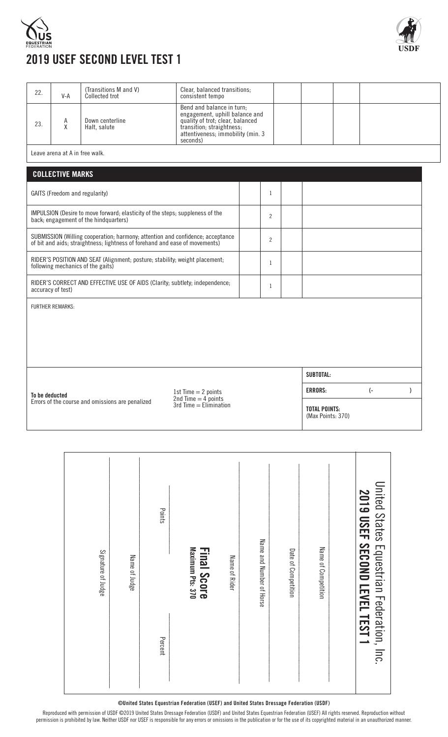# 2019 USEF SECOND LEVEL TEST 1

| | | | | | | | |
|---|---|---|---|---|---|---|---|
| 22. | V-A | (Transitions M and V) Collected trot | Clear, balanced transitions; consistent tempo | | | | |
| 23. | A X | Down centerline Halt, salute | Bend and balance in turn; engagement, uphill balance and quality of trot; clear, balanced transition; straightness; attentiveness; immobility (min. 3 seconds) | | | | |

Leave arena at A in free walk.

| COLLECTIVE MARKS | | | | |
|---|---|---|---|---|
| GAITS (Freedom and regularity) | | 1 | | |
| IMPULSION (Desire to move forward; elasticity of the steps; suppleness of the back; engagement of the hindquarters) | | 2 | | |
| SUBMISSION (Willing cooperation; harmony; attention and confidence; acceptance of bit and aids; straightness; lightness of forehand and ease of movements) | | 2 | | |
| RIDER'S POSITION AND SEAT (Alignment; posture; stability; weight placement; following mechanics of the gaits) | | 1 | | |
| RIDER'S CORRECT AND EFFECTIVE USE OF AIDS (Clarity; subtlety; independence; accuracy of test) | | 1 | | |

FURTHER REMARKS:

SUBTOTAL:

**To be deducted**
Errors of the course and omissions are penalized

1st Time = 2 points
2nd Time = 4 points
3rd Time = Elimination

ERRORS: (- )

TOTAL POINTS: (Max Points: 370)

United States Equestrian Federation, Inc.
**2019 USEF SECOND LEVEL TEST 1**

Name of Competition

Date of Competition

Name and Number of Horse

Name of Rider

**Final Score**
**Maximum Pts: 370**

Points

Percent

Name of Judge

Signature of Judge

**©United States Equestrian Federation (USEF) and United States Dressage Federation (USDF)**

Reproduced with permission of USDF ©2019 United States Dressage Federation (USDF) and United States Equestrian Federation (USEF) All rights reserved. Reproduction without permission is prohibited by law. Neither USDF nor USEF is responsible for any errors or omissions in the publication or for the use of its copyrighted material in an unauthorized manner.